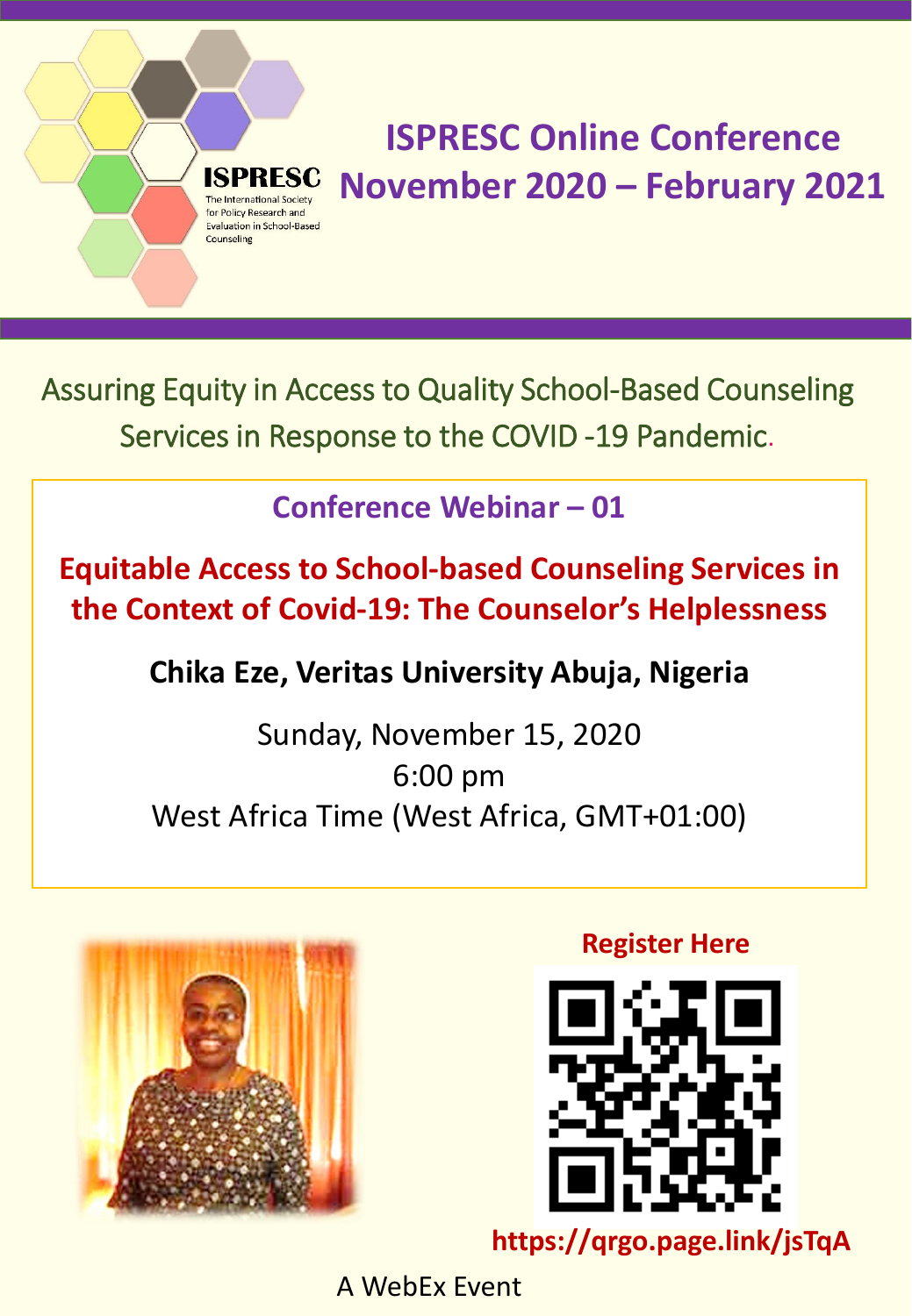**ISPRESC**

The International Society for Policy Research and Evaluation in School-Based Counseling

# ISPRESC Online Conference November 2020 – February 2021

## Assuring Equity in Access to Quality School-Based Counseling Services in Response to the COVID -19 Pandemic.

### Conference Webinar – 01

### Equitable Access to School-based Counseling Services in the Context of Covid-19: The Counselor's Helplessness

**Chika Eze, Veritas University Abuja, Nigeria**

Sunday, November 15, 2020
6:00 pm
West Africa Time (West Africa, GMT+01:00)

**Register Here**

**https://qrgo.page.link/jsTqA**

A WebEx Event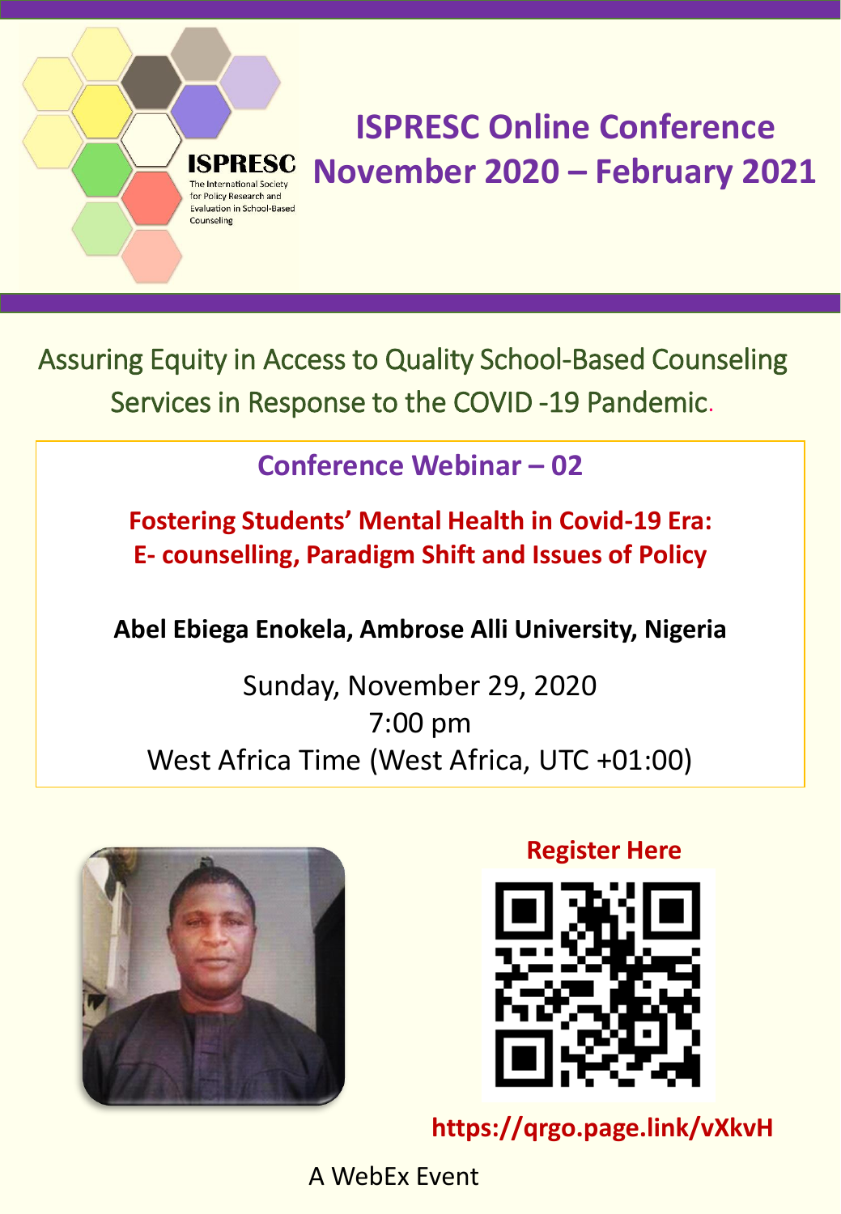ISPRESC

The International Society for Policy Research and Evaluation in School-Based Counseling

# ISPRESC Online Conference November 2020 – February 2021

## Assuring Equity in Access to Quality School-Based Counseling Services in Response to the COVID -19 Pandemic.

### Conference Webinar – 02

**Fostering Students' Mental Health in Covid-19 Era: E- counselling, Paradigm Shift and Issues of Policy**

**Abel Ebiega Enokela, Ambrose Alli University, Nigeria**

Sunday, November 29, 2020
7:00 pm
West Africa Time (West Africa, UTC +01:00)

**Register Here**

**https://qrgo.page.link/vXkvH**

A WebEx Event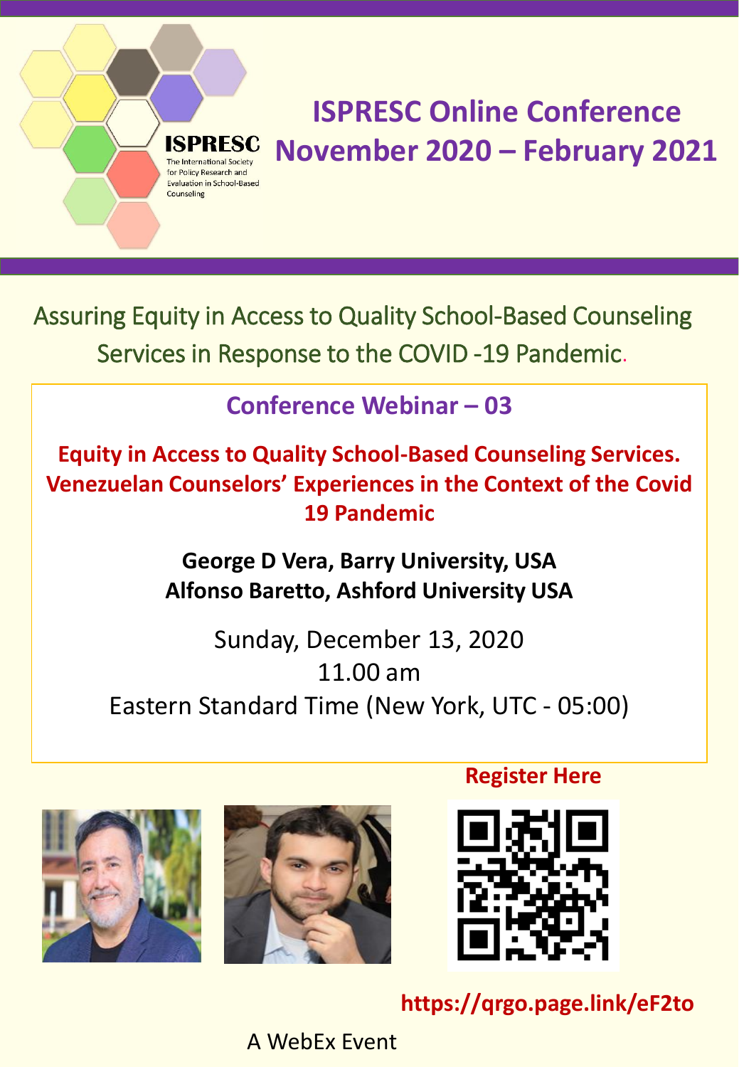ISPRESC
The International Society for Policy Research and Evaluation in School-Based Counseling

# ISPRESC Online Conference November 2020 – February 2021

## Assuring Equity in Access to Quality School-Based Counseling Services in Response to the COVID -19 Pandemic.

### Conference Webinar – 03

**Equity in Access to Quality School-Based Counseling Services. Venezuelan Counselors' Experiences in the Context of the Covid 19 Pandemic**

**George D Vera, Barry University, USA**
**Alfonso Baretto, Ashford University USA**

Sunday, December 13, 2020
11.00 am
Eastern Standard Time (New York, UTC - 05:00)

**Register Here**

**https://qrgo.page.link/eF2to**

A WebEx Event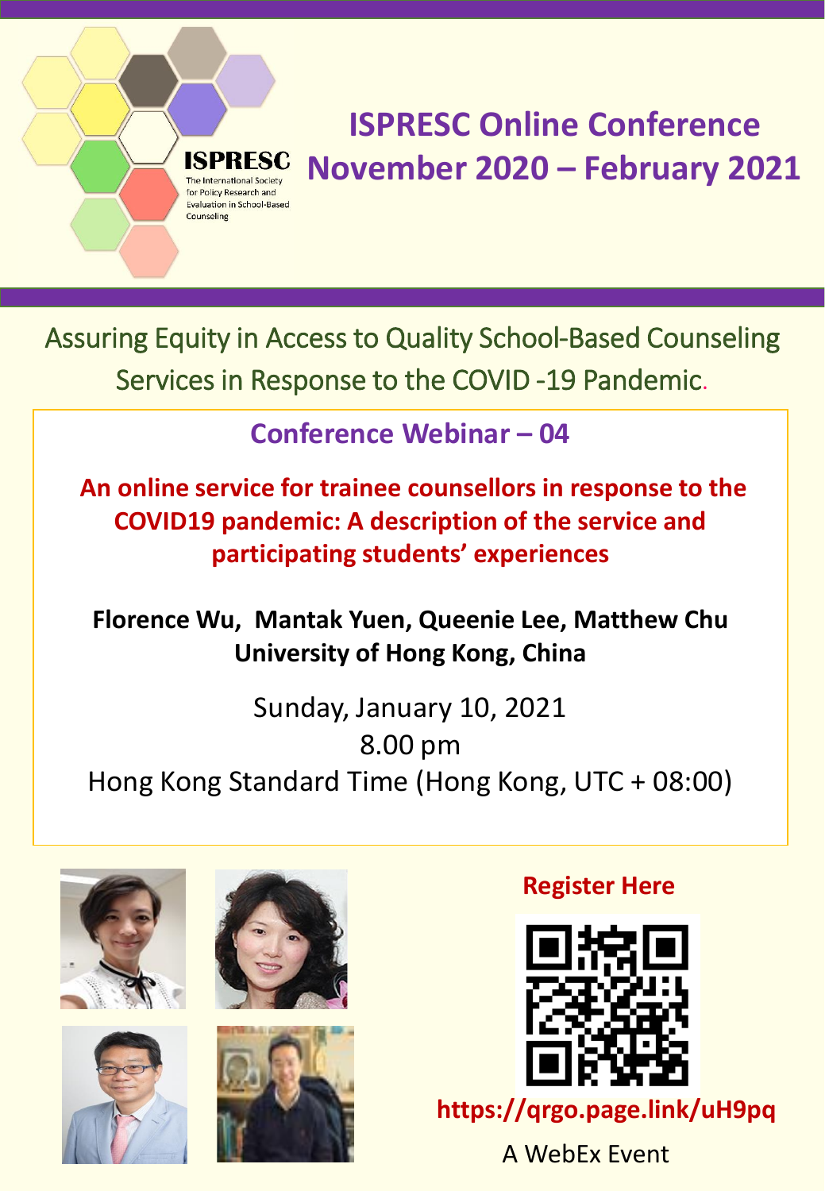ISPRESC

The International Society for Policy Research and Evaluation in School-Based Counseling

# ISPRESC Online Conference November 2020 – February 2021

Assuring Equity in Access to Quality School-Based Counseling Services in Response to the COVID -19 Pandemic.

## Conference Webinar – 04

**An online service for trainee counsellors in response to the COVID19 pandemic: A description of the service and participating students' experiences**

**Florence Wu, Mantak Yuen, Queenie Lee, Matthew Chu**
**University of Hong Kong, China**

Sunday, January 10, 2021
8.00 pm
Hong Kong Standard Time (Hong Kong, UTC + 08:00)

**Register Here**

**https://qrgo.page.link/uH9pq**

A WebEx Event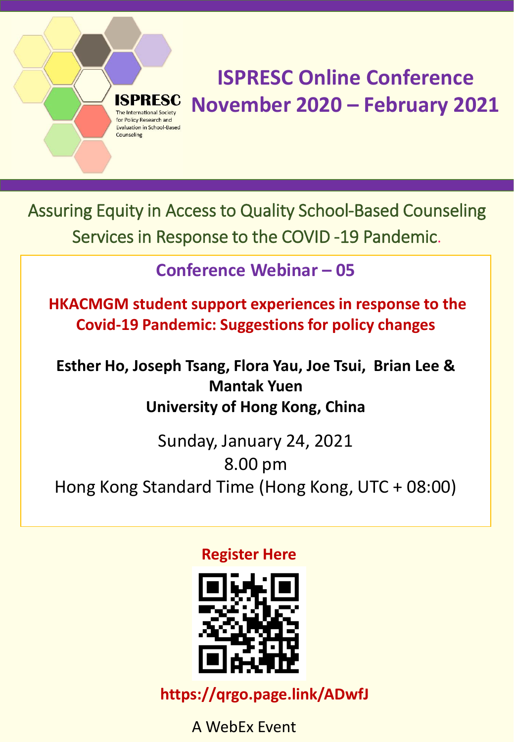ISPRESC

The International Society for Policy Research and Evaluation in School-Based Counseling

# ISPRESC Online Conference November 2020 – February 2021

Assuring Equity in Access to Quality School-Based Counseling Services in Response to the COVID -19 Pandemic.

## Conference Webinar – 05

**HKACMGM student support experiences in response to the Covid-19 Pandemic: Suggestions for policy changes**

**Esther Ho, Joseph Tsang, Flora Yau, Joe Tsui, Brian Lee & Mantak Yuen**

**University of Hong Kong, China**

Sunday, January 24, 2021

8.00 pm

Hong Kong Standard Time (Hong Kong, UTC + 08:00)

**Register Here**

**https://qrgo.page.link/ADwfJ**

A WebEx Event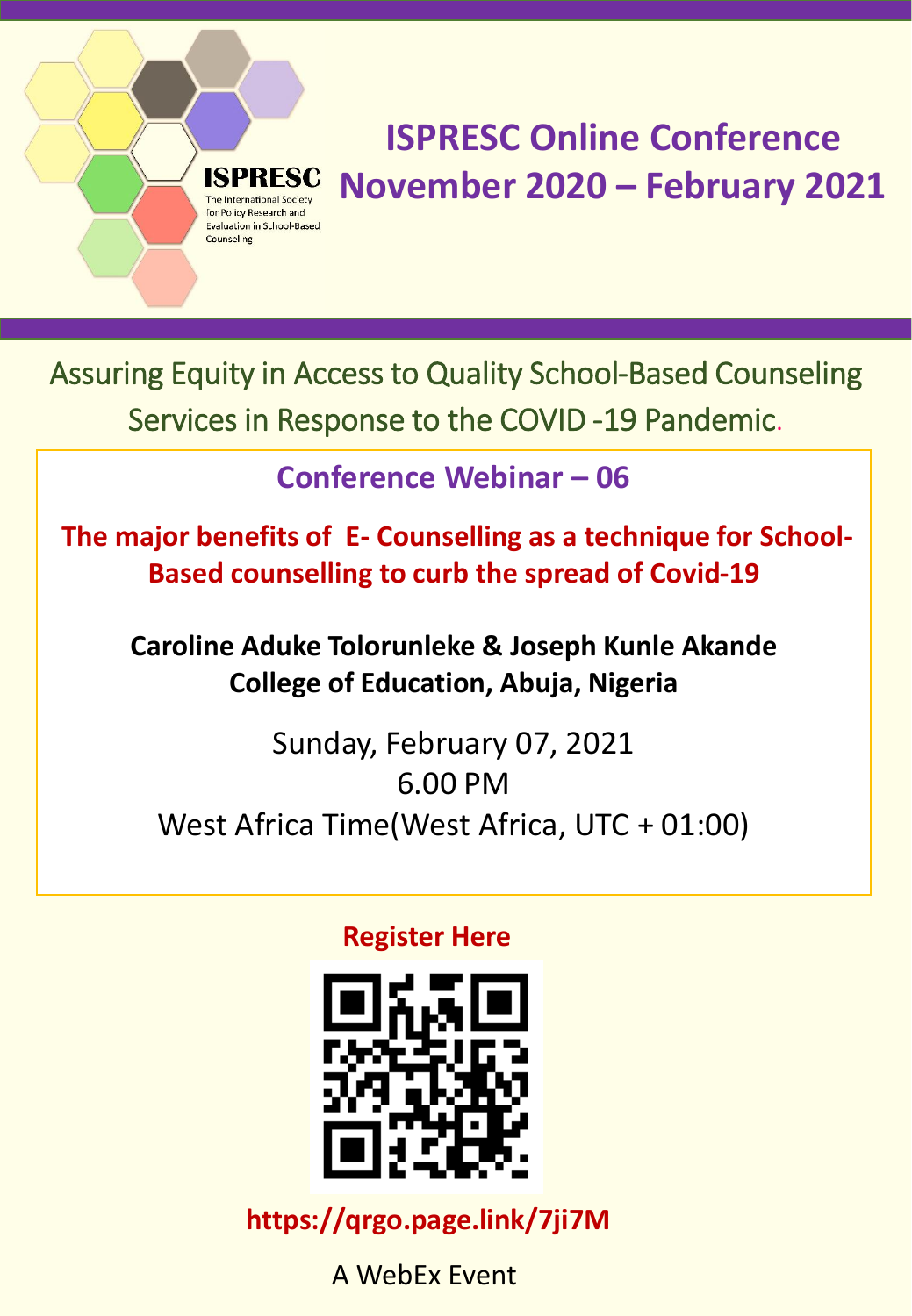**ISPRESC**
The International Society for Policy Research and Evaluation in School-Based Counseling

# ISPRESC Online Conference November 2020 – February 2021

## Assuring Equity in Access to Quality School-Based Counseling Services in Response to the COVID -19 Pandemic.

### Conference Webinar – 06

**The major benefits of E- Counselling as a technique for School-Based counselling to curb the spread of Covid-19**

**Caroline Aduke Tolorunleke & Joseph Kunle Akande**
**College of Education, Abuja, Nigeria**

Sunday, February 07, 2021
6.00 PM
West Africa Time(West Africa, UTC + 01:00)

**Register Here**

**https://qrgo.page.link/7ji7M**

A WebEx Event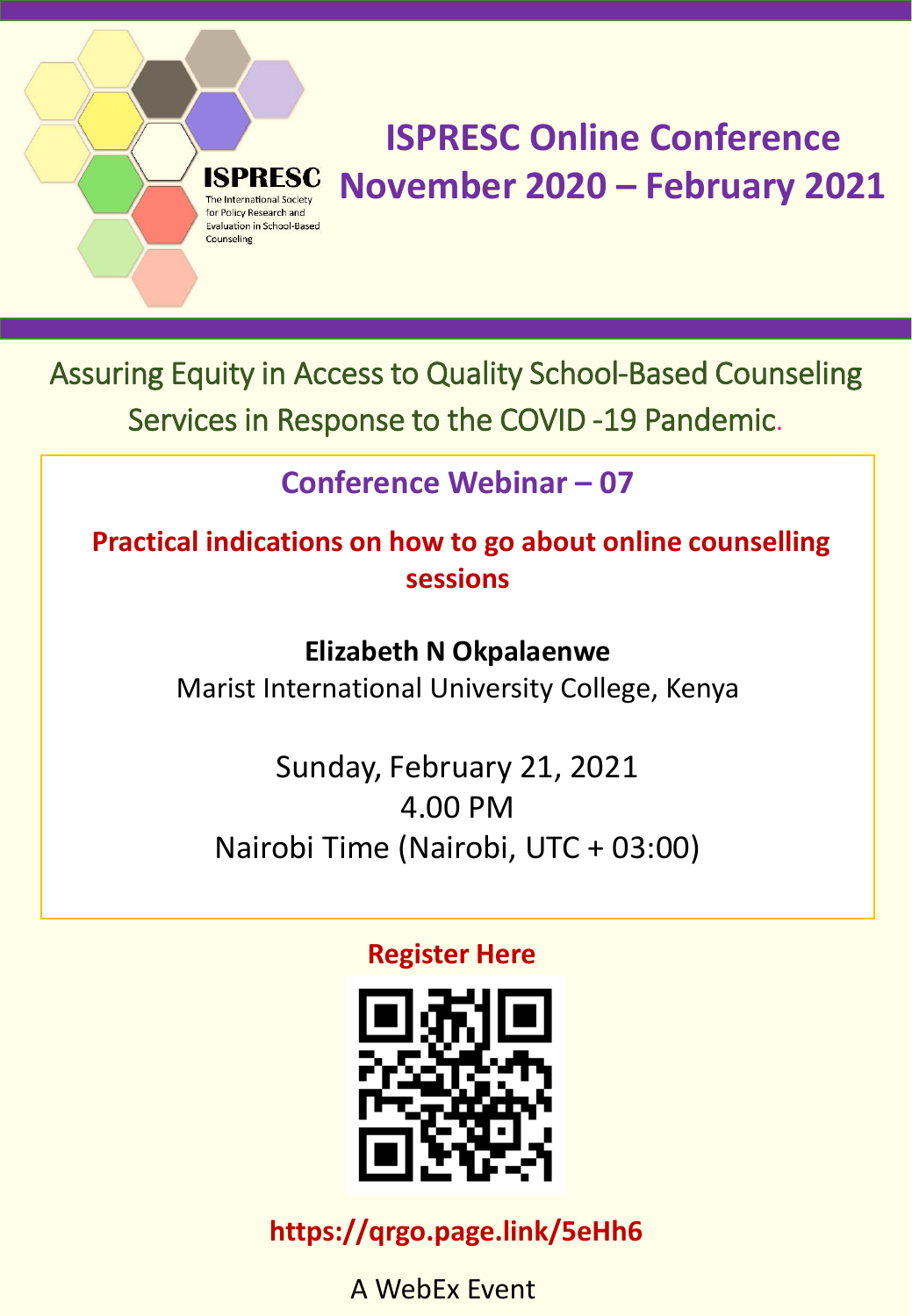**ISPRESC**

The International Society for Policy Research and Evaluation in School-Based Counseling

# ISPRESC Online Conference November 2020 – February 2021

Assuring Equity in Access to Quality School-Based Counseling Services in Response to the COVID -19 Pandemic.

## Conference Webinar – 07

**Practical indications on how to go about online counselling sessions**

**Elizabeth N Okpalaenwe**
Marist International University College, Kenya

Sunday, February 21, 2021
4.00 PM
Nairobi Time (Nairobi, UTC + 03:00)

**Register Here**

**https://qrgo.page.link/5eHh6**

A WebEx Event